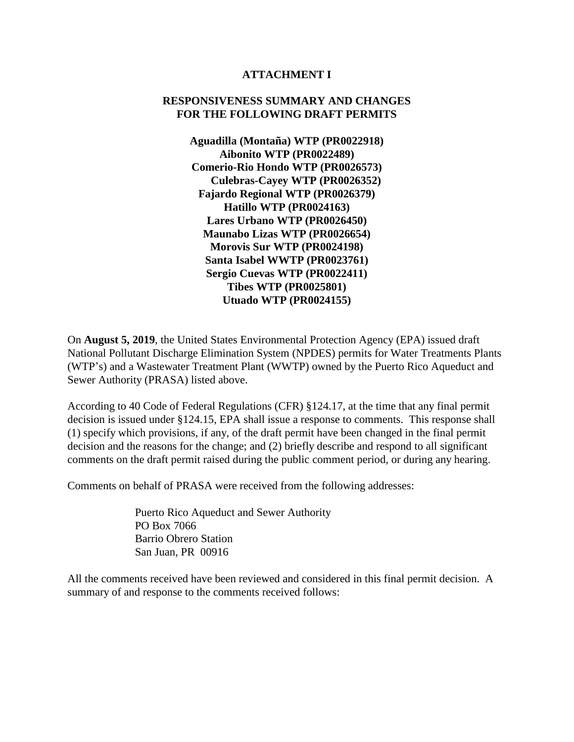# ATTACHMENT I

## RESPONSIVENESS SUMMARY AND CHANGES FOR THE FOLLOWING DRAFT PERMITS

**Aguadilla (Montaña) WTP (PR0022918)**
**Aibonito WTP (PR0022489)**
**Comerio-Rio Hondo WTP (PR0026573)**
**Culebras-Cayey WTP (PR0026352)**
**Fajardo Regional WTP (PR0026379)**
**Hatillo WTP (PR0024163)**
**Lares Urbano WTP (PR0026450)**
**Maunabo Lizas WTP (PR0026654)**
**Morovis Sur WTP (PR0024198)**
**Santa Isabel WWTP (PR0023761)**
**Sergio Cuevas WTP (PR0022411)**
**Tibes WTP (PR0025801)**
**Utuado WTP (PR0024155)**

On **August 5, 2019**, the United States Environmental Protection Agency (EPA) issued draft National Pollutant Discharge Elimination System (NPDES) permits for Water Treatments Plants (WTP's) and a Wastewater Treatment Plant (WWTP) owned by the Puerto Rico Aqueduct and Sewer Authority (PRASA) listed above.

According to 40 Code of Federal Regulations (CFR) §124.17, at the time that any final permit decision is issued under §124.15, EPA shall issue a response to comments. This response shall (1) specify which provisions, if any, of the draft permit have been changed in the final permit decision and the reasons for the change; and (2) briefly describe and respond to all significant comments on the draft permit raised during the public comment period, or during any hearing.

Comments on behalf of PRASA were received from the following addresses:

Puerto Rico Aqueduct and Sewer Authority
PO Box 7066
Barrio Obrero Station
San Juan, PR 00916

All the comments received have been reviewed and considered in this final permit decision. A summary of and response to the comments received follows: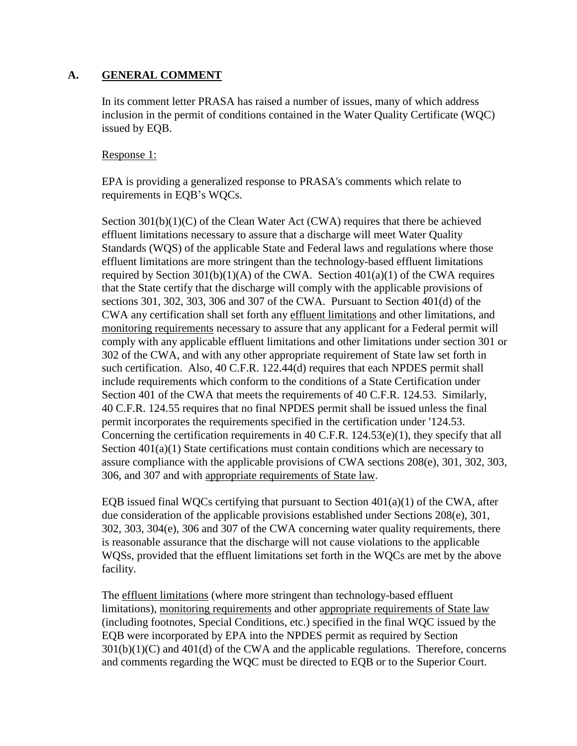## A. GENERAL COMMENT

In its comment letter PRASA has raised a number of issues, many of which address inclusion in the permit of conditions contained in the Water Quality Certificate (WQC) issued by EQB.

Response 1:

EPA is providing a generalized response to PRASA's comments which relate to requirements in EQB's WQCs.

Section 301(b)(1)(C) of the Clean Water Act (CWA) requires that there be achieved effluent limitations necessary to assure that a discharge will meet Water Quality Standards (WQS) of the applicable State and Federal laws and regulations where those effluent limitations are more stringent than the technology-based effluent limitations required by Section 301(b)(1)(A) of the CWA. Section 401(a)(1) of the CWA requires that the State certify that the discharge will comply with the applicable provisions of sections 301, 302, 303, 306 and 307 of the CWA. Pursuant to Section 401(d) of the CWA any certification shall set forth any effluent limitations and other limitations, and monitoring requirements necessary to assure that any applicant for a Federal permit will comply with any applicable effluent limitations and other limitations under section 301 or 302 of the CWA, and with any other appropriate requirement of State law set forth in such certification. Also, 40 C.F.R. 122.44(d) requires that each NPDES permit shall include requirements which conform to the conditions of a State Certification under Section 401 of the CWA that meets the requirements of 40 C.F.R. 124.53. Similarly, 40 C.F.R. 124.55 requires that no final NPDES permit shall be issued unless the final permit incorporates the requirements specified in the certification under '124.53. Concerning the certification requirements in 40 C.F.R. 124.53(e)(1), they specify that all Section 401(a)(1) State certifications must contain conditions which are necessary to assure compliance with the applicable provisions of CWA sections 208(e), 301, 302, 303, 306, and 307 and with appropriate requirements of State law.

EQB issued final WQCs certifying that pursuant to Section 401(a)(1) of the CWA, after due consideration of the applicable provisions established under Sections 208(e), 301, 302, 303, 304(e), 306 and 307 of the CWA concerning water quality requirements, there is reasonable assurance that the discharge will not cause violations to the applicable WQSs, provided that the effluent limitations set forth in the WQCs are met by the above facility.

The effluent limitations (where more stringent than technology-based effluent limitations), monitoring requirements and other appropriate requirements of State law (including footnotes, Special Conditions, etc.) specified in the final WQC issued by the EQB were incorporated by EPA into the NPDES permit as required by Section 301(b)(1)(C) and 401(d) of the CWA and the applicable regulations. Therefore, concerns and comments regarding the WQC must be directed to EQB or to the Superior Court.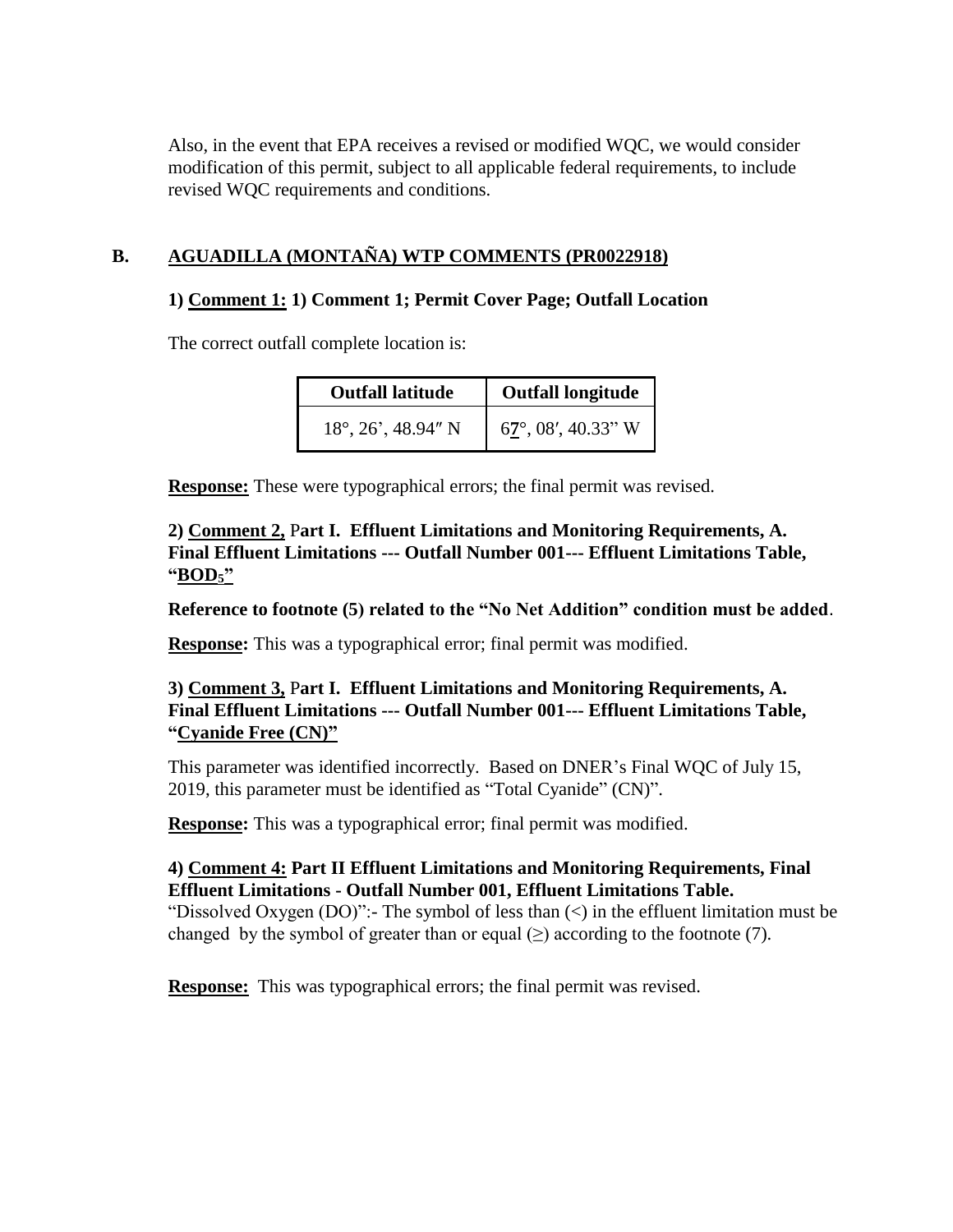Also, in the event that EPA receives a revised or modified WQC, we would consider modification of this permit, subject to all applicable federal requirements, to include revised WQC requirements and conditions.

## B. AGUADILLA (MONTAÑA) WTP COMMENTS (PR0022918)

**1) Comment 1: 1) Comment 1; Permit Cover Page; Outfall Location**

The correct outfall complete location is:

| Outfall latitude | Outfall longitude |
|---|---|
| 18°, 26’, 48.94″ N | 6**7**°, 08′, 40.33” W |

**Response:** These were typographical errors; the final permit was revised.

**2) Comment 2, Part I. Effluent Limitations and Monitoring Requirements, A. Final Effluent Limitations --- Outfall Number 001--- Effluent Limitations Table, “$BOD_5$”**

**Reference to footnote (5) related to the “No Net Addition” condition must be added**.

**Response:** This was a typographical error; final permit was modified.

**3) Comment 3, Part I. Effluent Limitations and Monitoring Requirements, A. Final Effluent Limitations --- Outfall Number 001--- Effluent Limitations Table, “Cyanide Free (CN)”**

This parameter was identified incorrectly. Based on DNER’s Final WQC of July 15, 2019, this parameter must be identified as “Total Cyanide” (CN)”.

**Response:** This was a typographical error; final permit was modified.

**4) Comment 4: Part II Effluent Limitations and Monitoring Requirements, Final Effluent Limitations - Outfall Number 001, Effluent Limitations Table.**
“Dissolved Oxygen (DO)”:- The symbol of less than (<) in the effluent limitation must be changed by the symbol of greater than or equal (≥) according to the footnote (7).

**Response:** This was typographical errors; the final permit was revised.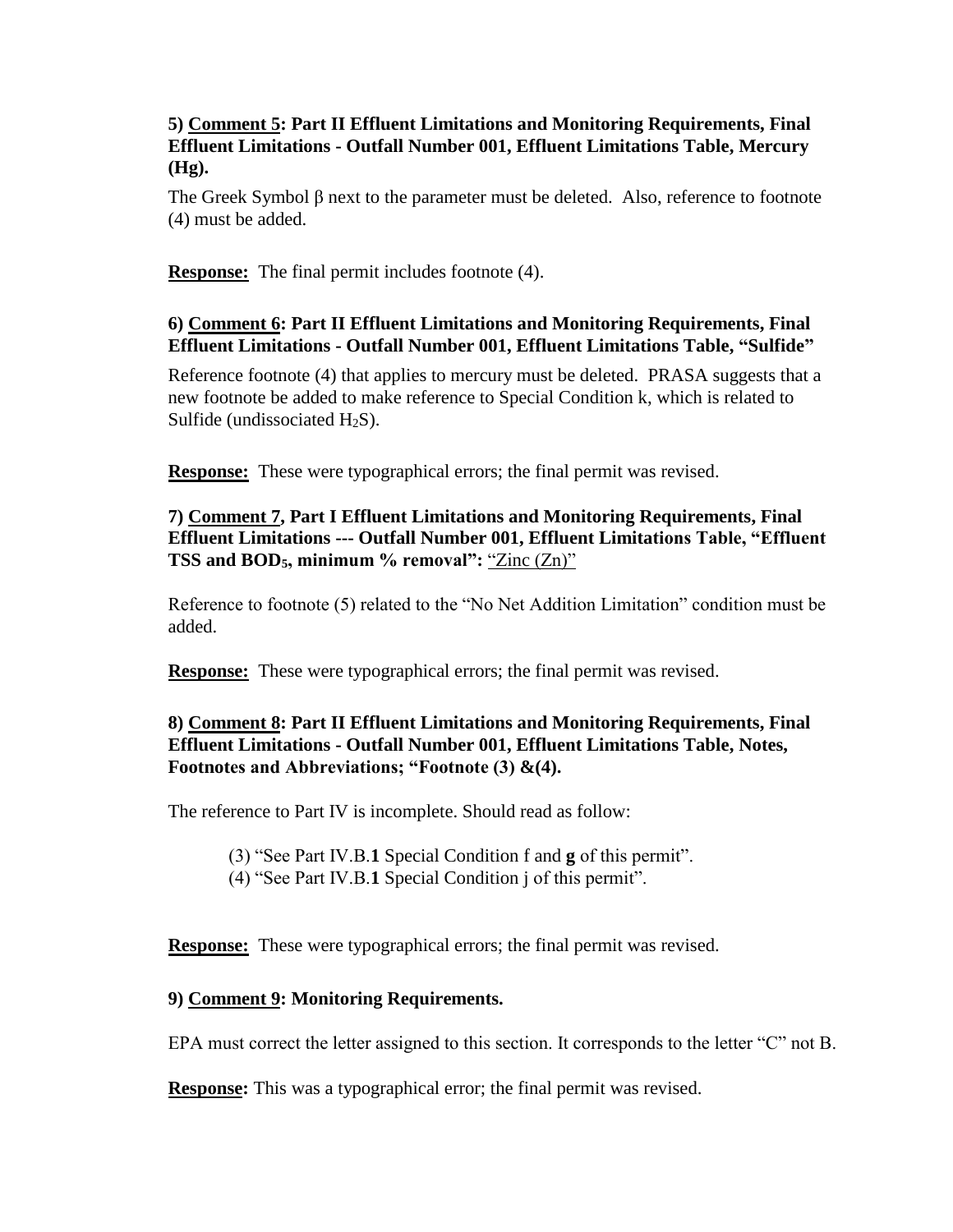**5) <u>Comment 5</u>: Part II Effluent Limitations and Monitoring Requirements, Final Effluent Limitations - Outfall Number 001, Effluent Limitations Table, Mercury (Hg).**

The Greek Symbol β next to the parameter must be deleted. Also, reference to footnote (4) must be added.

**<u>Response:</u>** The final permit includes footnote (4).

**6) <u>Comment 6</u>: Part II Effluent Limitations and Monitoring Requirements, Final Effluent Limitations - Outfall Number 001, Effluent Limitations Table, "Sulfide"**

Reference footnote (4) that applies to mercury must be deleted. PRASA suggests that a new footnote be added to make reference to Special Condition k, which is related to Sulfide (undissociated $H_2S$).

**<u>Response:</u>** These were typographical errors; the final permit was revised.

**7) <u>Comment 7</u>, Part I Effluent Limitations and Monitoring Requirements, Final Effluent Limitations --- Outfall Number 001, Effluent Limitations Table, "Effluent TSS and $BOD_5$, minimum % removal":** <u>"Zinc (Zn)"</u>

Reference to footnote (5) related to the "No Net Addition Limitation" condition must be added.

**<u>Response:</u>** These were typographical errors; the final permit was revised.

**8) <u>Comment 8</u>: Part II Effluent Limitations and Monitoring Requirements, Final Effluent Limitations - Outfall Number 001, Effluent Limitations Table, Notes, Footnotes and Abbreviations; "Footnote (3) &(4).**

The reference to Part IV is incomplete. Should read as follow:

(3) "See Part IV.B.**1** Special Condition f and **g** of this permit".
(4) "See Part IV.B.**1** Special Condition j of this permit".

**<u>Response:</u>** These were typographical errors; the final permit was revised.

**9) <u>Comment 9</u>: Monitoring Requirements.**

EPA must correct the letter assigned to this section. It corresponds to the letter "C" not B.

**<u>Response:</u>** This was a typographical error; the final permit was revised.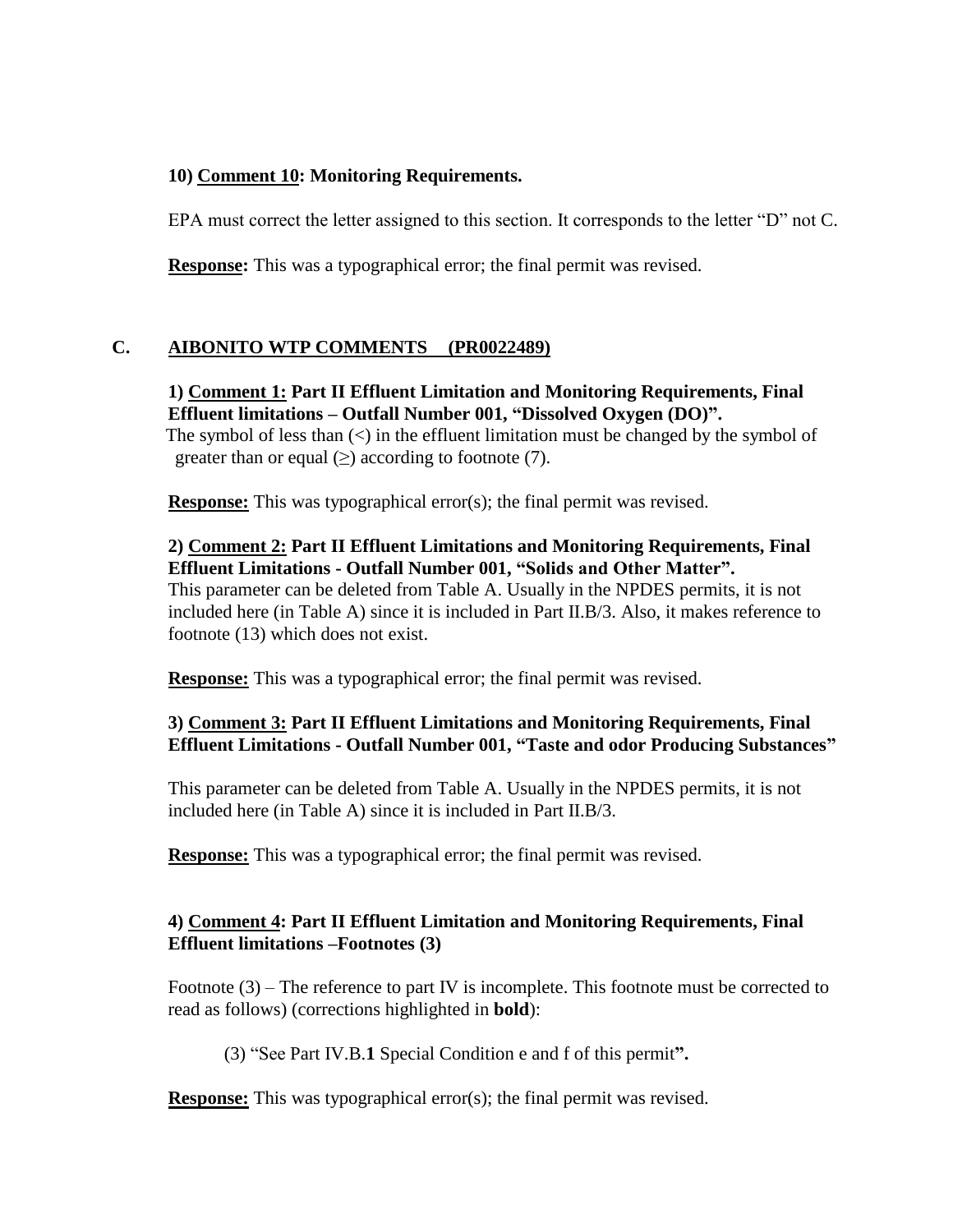10) **Comment 10: Monitoring Requirements.**

EPA must correct the letter assigned to this section. It corresponds to the letter "D" not C.

**Response:** This was a typographical error; the final permit was revised.

## C. AIBONITO WTP COMMENTS (PR0022489)

1) **Comment 1: Part II Effluent Limitation and Monitoring Requirements, Final Effluent limitations – Outfall Number 001, "Dissolved Oxygen (DO)".**
The symbol of less than (<) in the effluent limitation must be changed by the symbol of greater than or equal (≥) according to footnote (7).

**Response:** This was typographical error(s); the final permit was revised.

2) **Comment 2: Part II Effluent Limitations and Monitoring Requirements, Final Effluent Limitations - Outfall Number 001, "Solids and Other Matter".**
This parameter can be deleted from Table A. Usually in the NPDES permits, it is not included here (in Table A) since it is included in Part II.B/3. Also, it makes reference to footnote (13) which does not exist.

**Response:** This was a typographical error; the final permit was revised.

3) **Comment 3: Part II Effluent Limitations and Monitoring Requirements, Final Effluent Limitations - Outfall Number 001, "Taste and odor Producing Substances"**

This parameter can be deleted from Table A. Usually in the NPDES permits, it is not included here (in Table A) since it is included in Part II.B/3.

**Response:** This was a typographical error; the final permit was revised.

4) **Comment 4: Part II Effluent Limitation and Monitoring Requirements, Final Effluent limitations –Footnotes (3)**

Footnote (3) – The reference to part IV is incomplete. This footnote must be corrected to read as follows) (corrections highlighted in **bold**):

(3) "See Part IV.B.**1** Special Condition e and f of this permit**".**

**Response:** This was typographical error(s); the final permit was revised.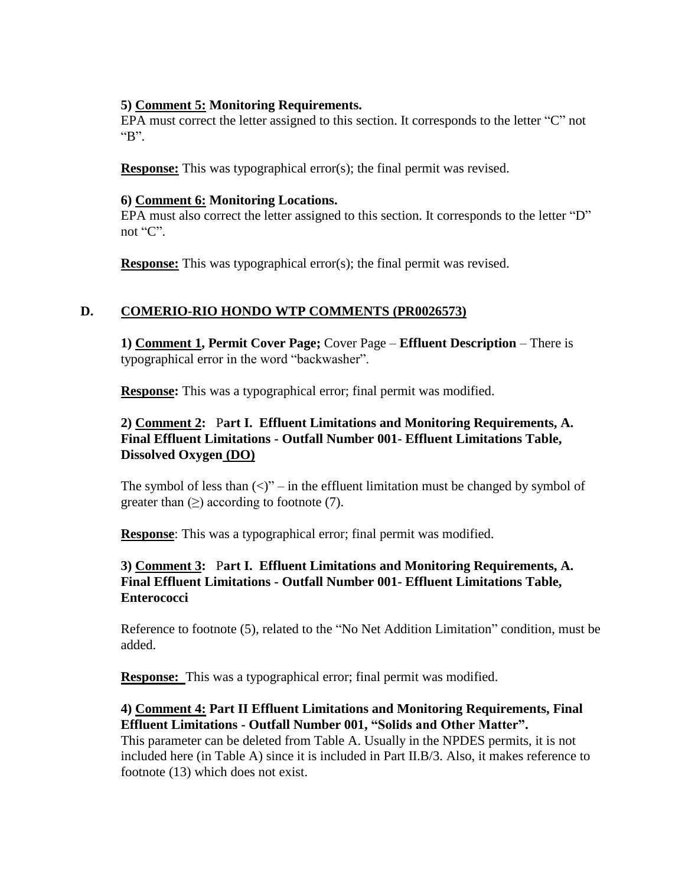**5) Comment 5: Monitoring Requirements.**
EPA must correct the letter assigned to this section. It corresponds to the letter "C" not "B".

**Response:** This was typographical error(s); the final permit was revised.

**6) Comment 6: Monitoring Locations.**
EPA must also correct the letter assigned to this section. It corresponds to the letter "D" not "C".

**Response:** This was typographical error(s); the final permit was revised.

## D. COMERIO-RIO HONDO WTP COMMENTS (PR0026573)

**1) Comment 1, Permit Cover Page;** Cover Page – **Effluent Description** – There is typographical error in the word "backwasher".

**Response:** This was a typographical error; final permit was modified.

**2) Comment 2: Part I. Effluent Limitations and Monitoring Requirements, A. Final Effluent Limitations - Outfall Number 001- Effluent Limitations Table, Dissolved Oxygen (DO)**

The symbol of less than (<)" – in the effluent limitation must be changed by symbol of greater than (≥) according to footnote (7).

**Response**: This was a typographical error; final permit was modified.

**3) Comment 3: Part I. Effluent Limitations and Monitoring Requirements, A. Final Effluent Limitations - Outfall Number 001- Effluent Limitations Table, Enterococci**

Reference to footnote (5), related to the "No Net Addition Limitation" condition, must be added.

**Response:** This was a typographical error; final permit was modified.

**4) Comment 4: Part II Effluent Limitations and Monitoring Requirements, Final Effluent Limitations - Outfall Number 001, "Solids and Other Matter".**
This parameter can be deleted from Table A. Usually in the NPDES permits, it is not included here (in Table A) since it is included in Part II.B/3. Also, it makes reference to footnote (13) which does not exist.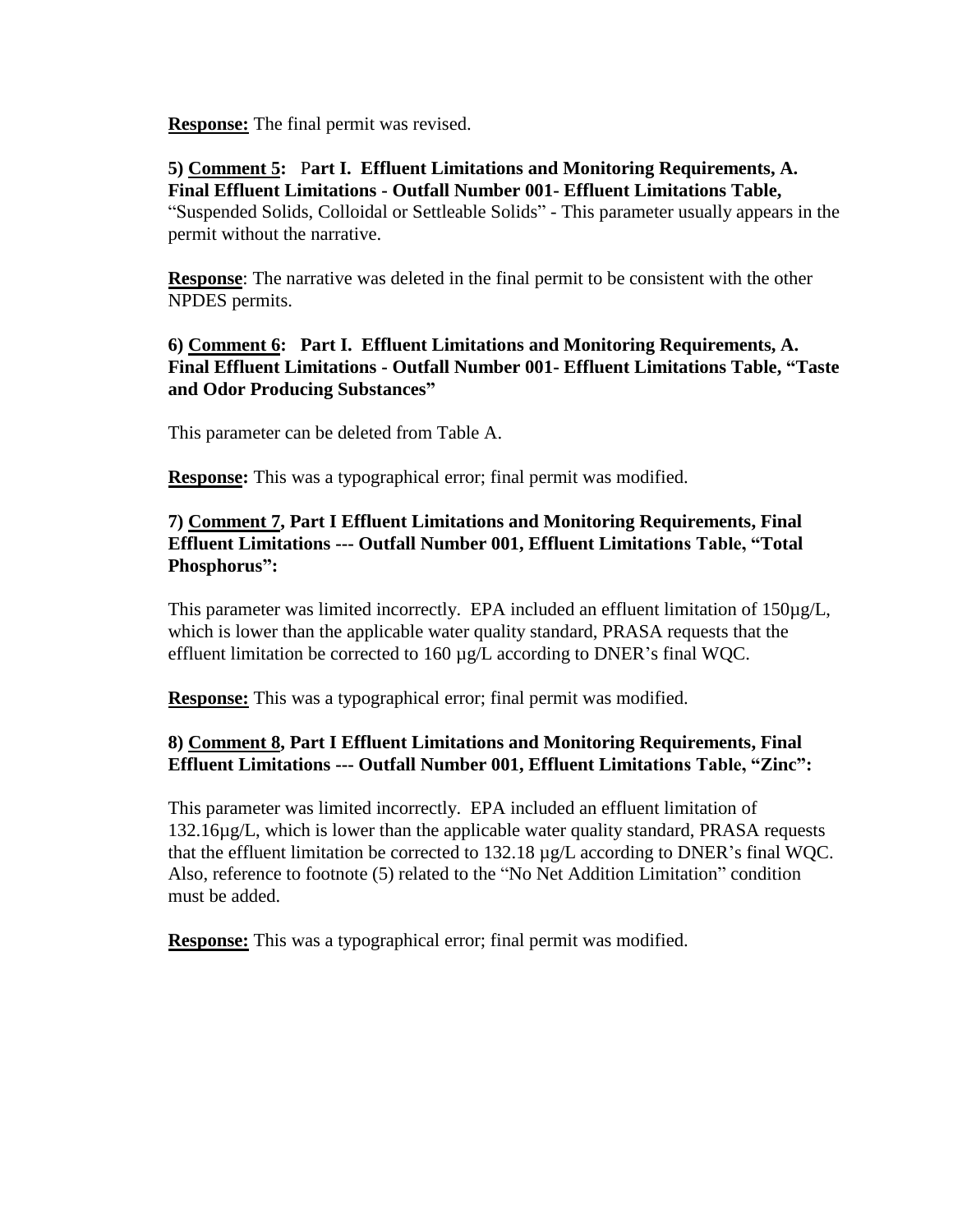**Response:** The final permit was revised.

**5) <u>Comment 5</u>: Part I. Effluent Limitations and Monitoring Requirements, A. Final Effluent Limitations - Outfall Number 001- Effluent Limitations Table,** "Suspended Solids, Colloidal or Settleable Solids" - This parameter usually appears in the permit without the narrative.

**<u>Response</u>**: The narrative was deleted in the final permit to be consistent with the other NPDES permits.

**6) <u>Comment 6</u>: Part I. Effluent Limitations and Monitoring Requirements, A. Final Effluent Limitations - Outfall Number 001- Effluent Limitations Table, "Taste and Odor Producing Substances"**

This parameter can be deleted from Table A.

**<u>Response:</u>** This was a typographical error; final permit was modified.

**7) <u>Comment 7</u>, Part I Effluent Limitations and Monitoring Requirements, Final Effluent Limitations --- Outfall Number 001, Effluent Limitations Table, "Total Phosphorus":**

This parameter was limited incorrectly. EPA included an effluent limitation of 150µg/L, which is lower than the applicable water quality standard, PRASA requests that the effluent limitation be corrected to 160 µg/L according to DNER's final WQC.

**<u>Response:</u>** This was a typographical error; final permit was modified.

**8) <u>Comment 8</u>, Part I Effluent Limitations and Monitoring Requirements, Final Effluent Limitations --- Outfall Number 001, Effluent Limitations Table, "Zinc":**

This parameter was limited incorrectly. EPA included an effluent limitation of 132.16µg/L, which is lower than the applicable water quality standard, PRASA requests that the effluent limitation be corrected to 132.18 µg/L according to DNER's final WQC. Also, reference to footnote (5) related to the "No Net Addition Limitation" condition must be added.

**<u>Response:</u>** This was a typographical error; final permit was modified.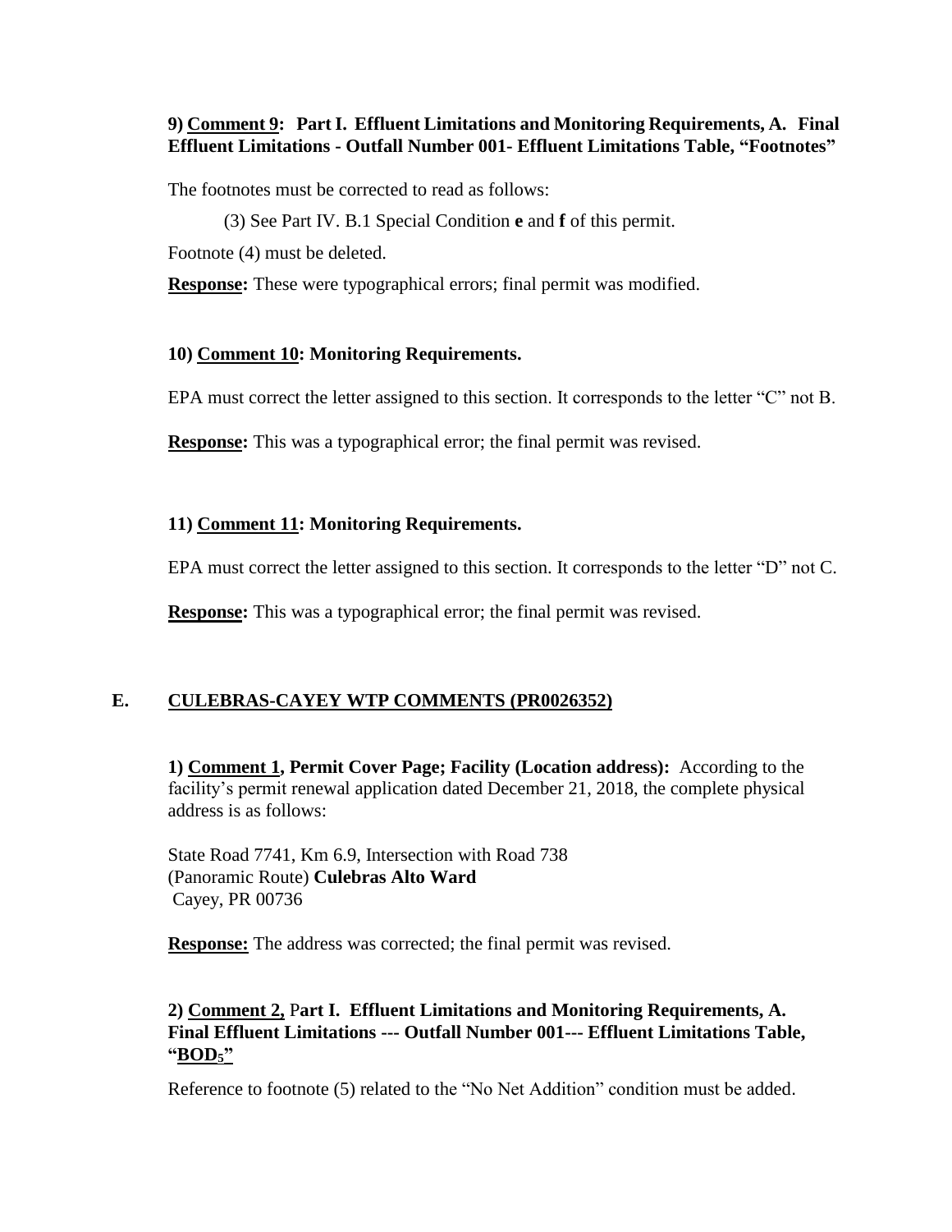**9) <u>Comment 9</u>: Part I. Effluent Limitations and Monitoring Requirements, A. Final Effluent Limitations - Outfall Number 001- Effluent Limitations Table, "Footnotes"**

The footnotes must be corrected to read as follows:

(3) See Part IV. B.1 Special Condition **e** and **f** of this permit.

Footnote (4) must be deleted.

**<u>Response:</u>** These were typographical errors; final permit was modified.

**10) <u>Comment 10</u>: Monitoring Requirements.**

EPA must correct the letter assigned to this section. It corresponds to the letter "C" not B.

**<u>Response:</u>** This was a typographical error; the final permit was revised.

**11) <u>Comment 11</u>: Monitoring Requirements.**

EPA must correct the letter assigned to this section. It corresponds to the letter "D" not C.

**<u>Response:</u>** This was a typographical error; the final permit was revised.

## E. <u>CULEBRAS-CAYEY WTP COMMENTS (PR0026352)</u>

**1) <u>Comment 1</u>, Permit Cover Page; Facility (Location address):** According to the facility's permit renewal application dated December 21, 2018, the complete physical address is as follows:

State Road 7741, Km 6.9, Intersection with Road 738
(Panoramic Route) **Culebras Alto Ward**
Cayey, PR 00736

**<u>Response:</u>** The address was corrected; the final permit was revised.

**2) <u>Comment 2</u>, Part I. Effluent Limitations and Monitoring Requirements, A. Final Effluent Limitations --- Outfall Number 001--- Effluent Limitations Table, "<u>$BOD_5$</u>"**

Reference to footnote (5) related to the "No Net Addition" condition must be added.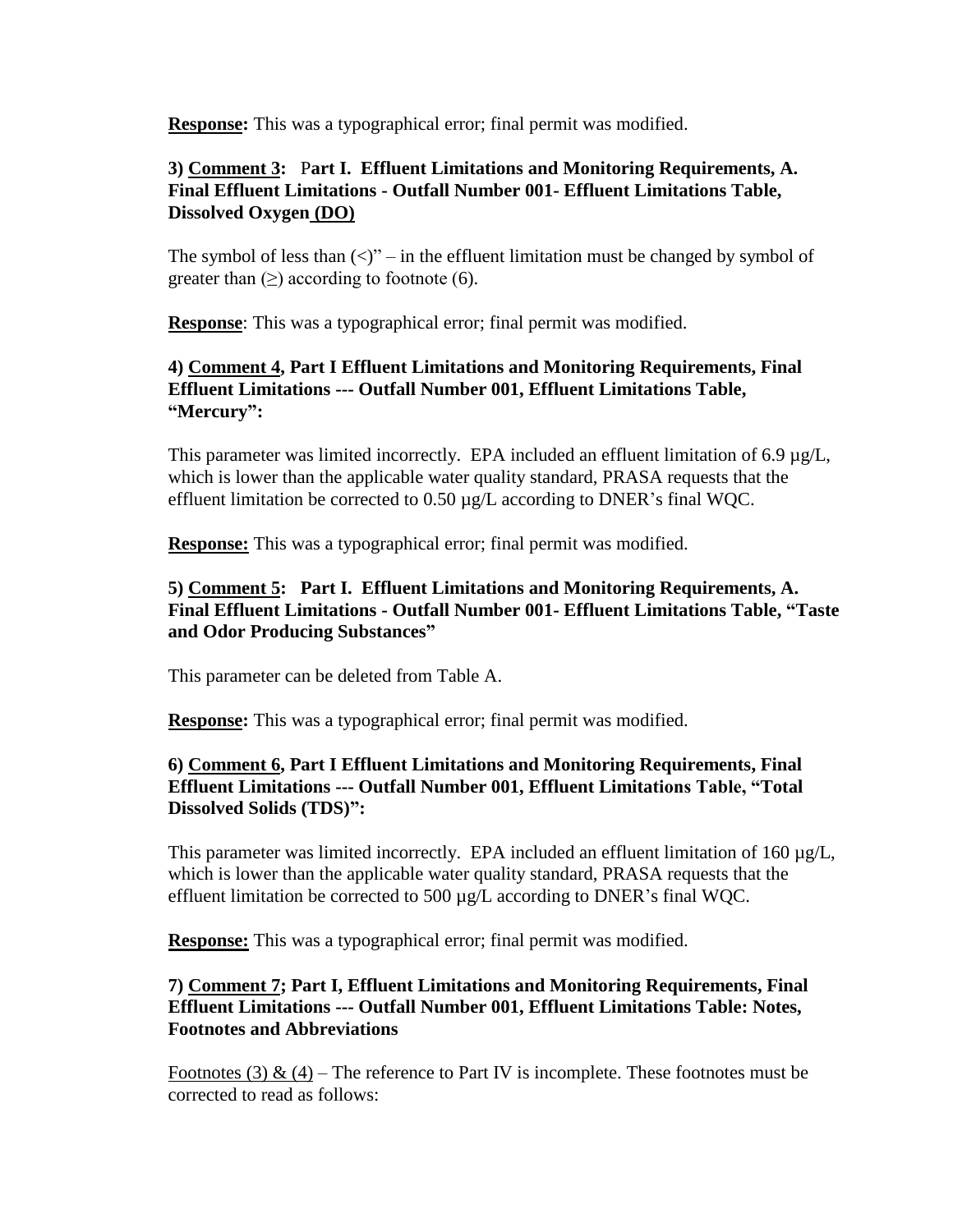**Response:** This was a typographical error; final permit was modified.

**3) Comment 3: Part I. Effluent Limitations and Monitoring Requirements, A. Final Effluent Limitations - Outfall Number 001- Effluent Limitations Table, Dissolved Oxygen (DO)**

The symbol of less than (<)" – in the effluent limitation must be changed by symbol of greater than (≥) according to footnote (6).

**Response**: This was a typographical error; final permit was modified.

**4) Comment 4, Part I Effluent Limitations and Monitoring Requirements, Final Effluent Limitations --- Outfall Number 001, Effluent Limitations Table, "Mercury":**

This parameter was limited incorrectly. EPA included an effluent limitation of 6.9 µg/L, which is lower than the applicable water quality standard, PRASA requests that the effluent limitation be corrected to 0.50 µg/L according to DNER's final WQC.

**Response:** This was a typographical error; final permit was modified.

**5) Comment 5: Part I. Effluent Limitations and Monitoring Requirements, A. Final Effluent Limitations - Outfall Number 001- Effluent Limitations Table, "Taste and Odor Producing Substances"**

This parameter can be deleted from Table A.

**Response:** This was a typographical error; final permit was modified.

**6) Comment 6, Part I Effluent Limitations and Monitoring Requirements, Final Effluent Limitations --- Outfall Number 001, Effluent Limitations Table, "Total Dissolved Solids (TDS)":**

This parameter was limited incorrectly. EPA included an effluent limitation of 160 µg/L, which is lower than the applicable water quality standard, PRASA requests that the effluent limitation be corrected to 500 µg/L according to DNER's final WQC.

**Response:** This was a typographical error; final permit was modified.

**7) Comment 7; Part I, Effluent Limitations and Monitoring Requirements, Final Effluent Limitations --- Outfall Number 001, Effluent Limitations Table: Notes, Footnotes and Abbreviations**

Footnotes (3) & (4) – The reference to Part IV is incomplete. These footnotes must be corrected to read as follows: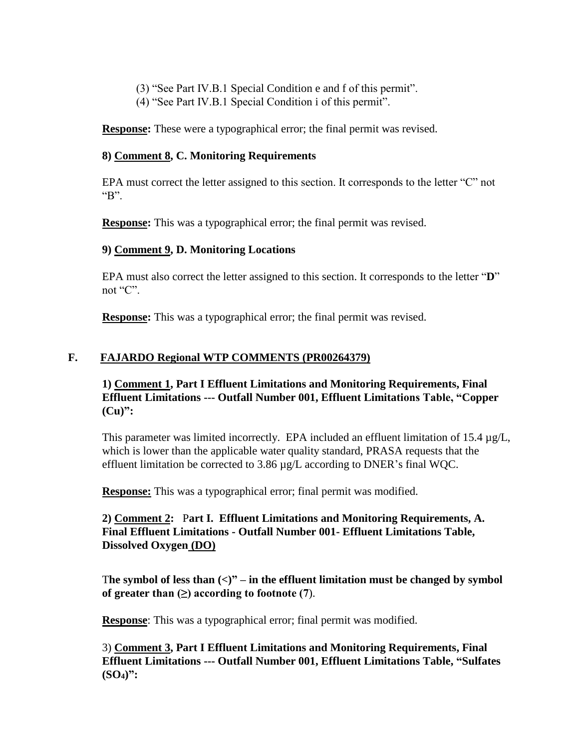(3) "See Part IV.B.1 Special Condition e and f of this permit".
(4) "See Part IV.B.1 Special Condition i of this permit".

**Response:** These were a typographical error; the final permit was revised.

**8) Comment 8, C. Monitoring Requirements**

EPA must correct the letter assigned to this section. It corresponds to the letter "C" not "B".

**Response:** This was a typographical error; the final permit was revised.

**9) Comment 9, D. Monitoring Locations**

EPA must also correct the letter assigned to this section. It corresponds to the letter "**D**" not "C".

**Response:** This was a typographical error; the final permit was revised.

## F. FAJARDO Regional WTP COMMENTS (PR00264379)

**1) Comment 1, Part I Effluent Limitations and Monitoring Requirements, Final Effluent Limitations --- Outfall Number 001, Effluent Limitations Table, "Copper (Cu)":**

This parameter was limited incorrectly. EPA included an effluent limitation of 15.4 µg/L, which is lower than the applicable water quality standard, PRASA requests that the effluent limitation be corrected to 3.86 µg/L according to DNER's final WQC.

**Response:** This was a typographical error; final permit was modified.

**2) Comment 2: Part I. Effluent Limitations and Monitoring Requirements, A. Final Effluent Limitations - Outfall Number 001- Effluent Limitations Table, Dissolved Oxygen (DO)**

**The symbol of less than (<)" – in the effluent limitation must be changed by symbol of greater than (≥) according to footnote (7)**.

**Response**: This was a typographical error; final permit was modified.

3) **Comment 3, Part I Effluent Limitations and Monitoring Requirements, Final Effluent Limitations --- Outfall Number 001, Effluent Limitations Table, "Sulfates ($SO_4$)":**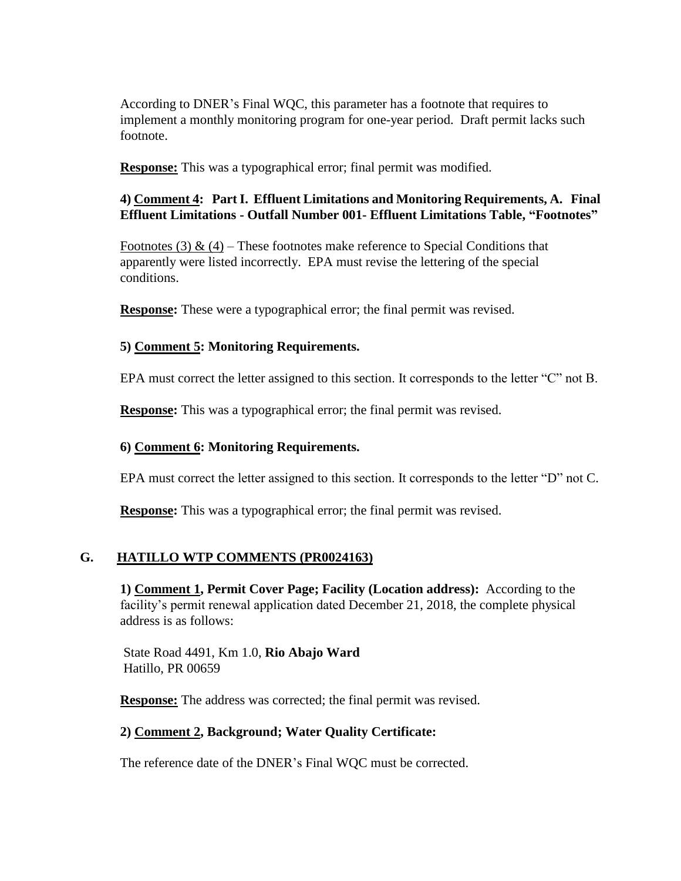According to DNER's Final WQC, this parameter has a footnote that requires to implement a monthly monitoring program for one-year period. Draft permit lacks such footnote.

**Response:** This was a typographical error; final permit was modified.

**4) Comment 4: Part I. Effluent Limitations and Monitoring Requirements, A. Final Effluent Limitations - Outfall Number 001- Effluent Limitations Table, "Footnotes"**

Footnotes (3) & (4) – These footnotes make reference to Special Conditions that apparently were listed incorrectly. EPA must revise the lettering of the special conditions.

**Response:** These were a typographical error; the final permit was revised.

**5) Comment 5: Monitoring Requirements.**

EPA must correct the letter assigned to this section. It corresponds to the letter "C" not B.

**Response:** This was a typographical error; the final permit was revised.

**6) Comment 6: Monitoring Requirements.**

EPA must correct the letter assigned to this section. It corresponds to the letter "D" not C.

**Response:** This was a typographical error; the final permit was revised.

## G. HATILLO WTP COMMENTS (PR0024163)

**1) Comment 1, Permit Cover Page; Facility (Location address):** According to the facility's permit renewal application dated December 21, 2018, the complete physical address is as follows:

State Road 4491, Km 1.0, **Rio Abajo Ward**
Hatillo, PR 00659

**Response:** The address was corrected; the final permit was revised.

**2) Comment 2, Background; Water Quality Certificate:**

The reference date of the DNER's Final WQC must be corrected.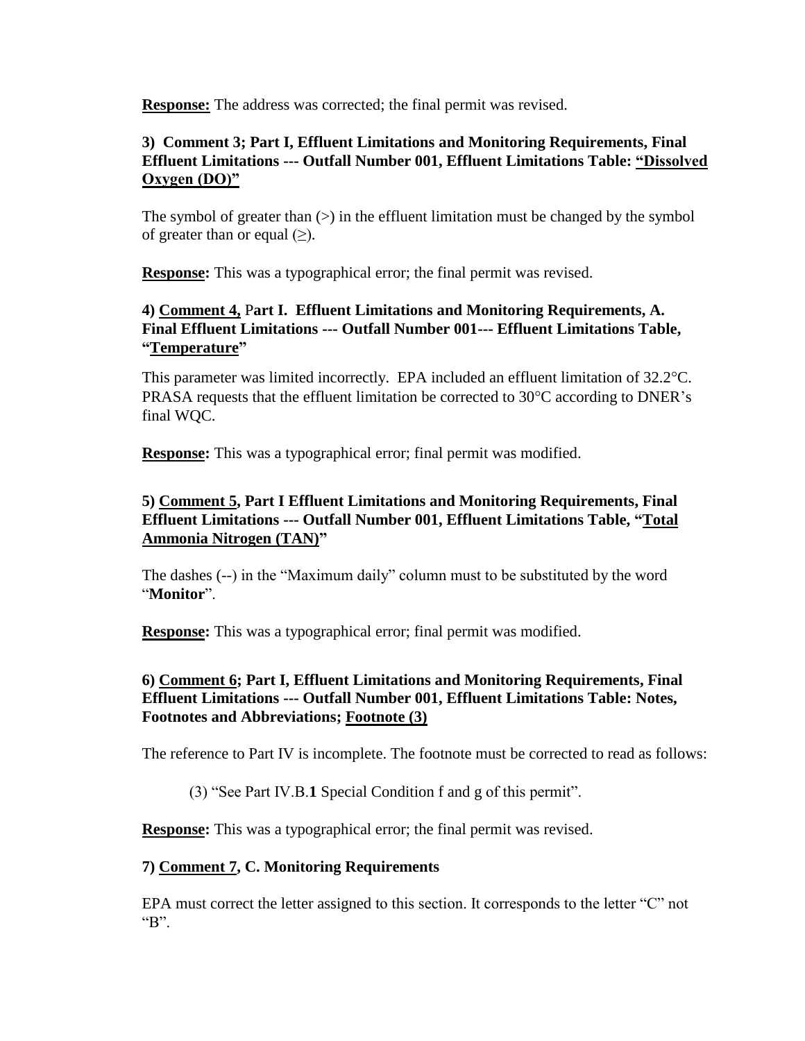**Response:** The address was corrected; the final permit was revised.

**3) Comment 3; Part I, Effluent Limitations and Monitoring Requirements, Final Effluent Limitations --- Outfall Number 001, Effluent Limitations Table: "Dissolved Oxygen (DO)"**

The symbol of greater than (>) in the effluent limitation must be changed by the symbol of greater than or equal (≥).

**Response:** This was a typographical error; the final permit was revised.

**4) Comment 4, Part I. Effluent Limitations and Monitoring Requirements, A. Final Effluent Limitations --- Outfall Number 001--- Effluent Limitations Table, "Temperature"**

This parameter was limited incorrectly. EPA included an effluent limitation of 32.2°C. PRASA requests that the effluent limitation be corrected to 30°C according to DNER's final WQC.

**Response:** This was a typographical error; final permit was modified.

**5) Comment 5, Part I Effluent Limitations and Monitoring Requirements, Final Effluent Limitations --- Outfall Number 001, Effluent Limitations Table, "Total Ammonia Nitrogen (TAN)"**

The dashes (--) in the "Maximum daily" column must to be substituted by the word "**Monitor**".

**Response:** This was a typographical error; final permit was modified.

**6) Comment 6; Part I, Effluent Limitations and Monitoring Requirements, Final Effluent Limitations --- Outfall Number 001, Effluent Limitations Table: Notes, Footnotes and Abbreviations; Footnote (3)**

The reference to Part IV is incomplete. The footnote must be corrected to read as follows:

(3) "See Part IV.B.**1** Special Condition f and g of this permit".

**Response:** This was a typographical error; the final permit was revised.

**7) Comment 7, C. Monitoring Requirements**

EPA must correct the letter assigned to this section. It corresponds to the letter "C" not "B".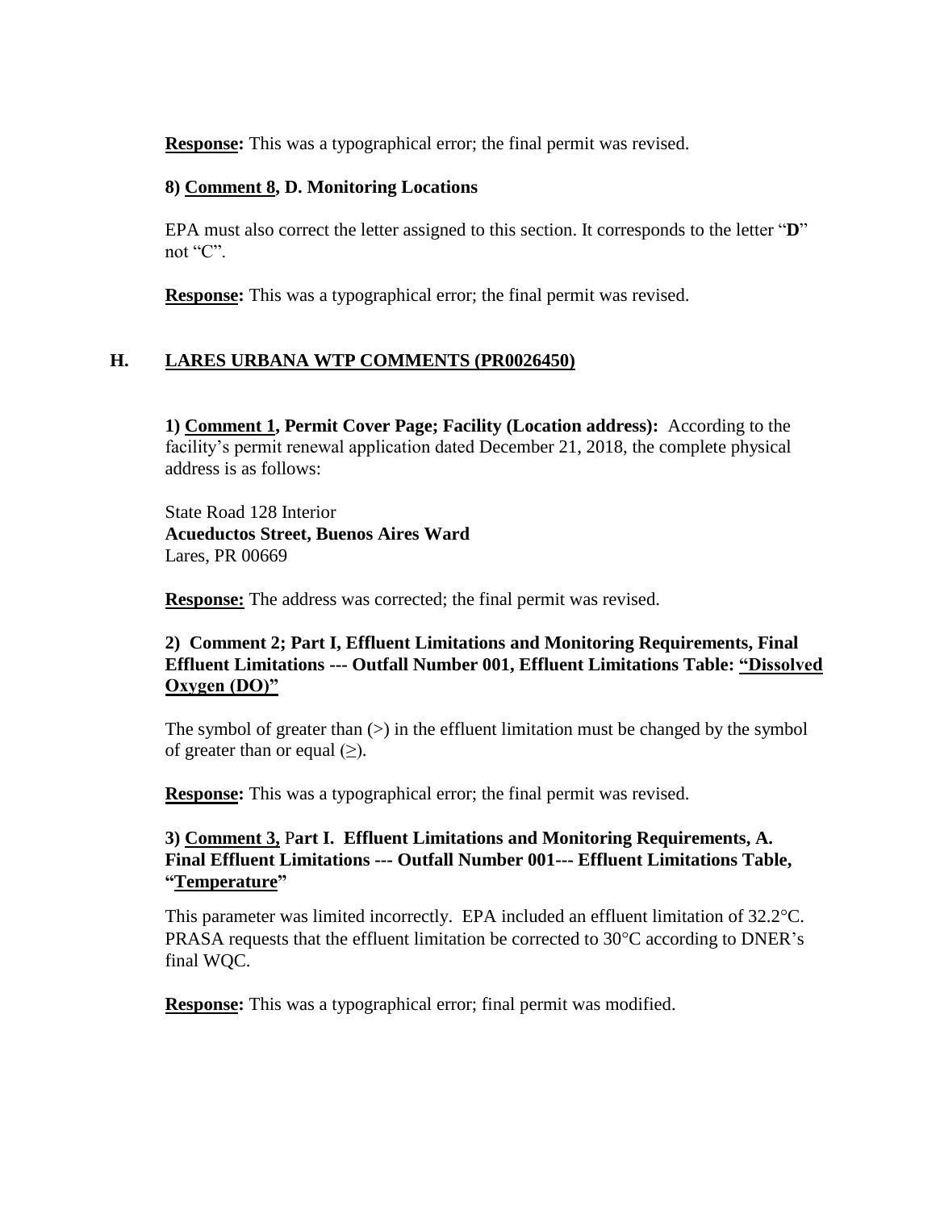**Response:** This was a typographical error; the final permit was revised.

**8) Comment 8, D. Monitoring Locations**

EPA must also correct the letter assigned to this section. It corresponds to the letter "**D**" not "C".

**Response:** This was a typographical error; the final permit was revised.

## H. LARES URBANA WTP COMMENTS (PR0026450)

**1) Comment 1, Permit Cover Page; Facility (Location address):** According to the facility's permit renewal application dated December 21, 2018, the complete physical address is as follows:

State Road 128 Interior
**Acueductos Street, Buenos Aires Ward**
Lares, PR 00669

**Response:** The address was corrected; the final permit was revised.

**2) Comment 2; Part I, Effluent Limitations and Monitoring Requirements, Final Effluent Limitations --- Outfall Number 001, Effluent Limitations Table: "Dissolved Oxygen (DO)"**

The symbol of greater than (>) in the effluent limitation must be changed by the symbol of greater than or equal (≥).

**Response:** This was a typographical error; the final permit was revised.

**3) Comment 3, Part I. Effluent Limitations and Monitoring Requirements, A. Final Effluent Limitations --- Outfall Number 001--- Effluent Limitations Table, "Temperature"**

This parameter was limited incorrectly. EPA included an effluent limitation of 32.2°C. PRASA requests that the effluent limitation be corrected to 30°C according to DNER's final WQC.

**Response:** This was a typographical error; final permit was modified.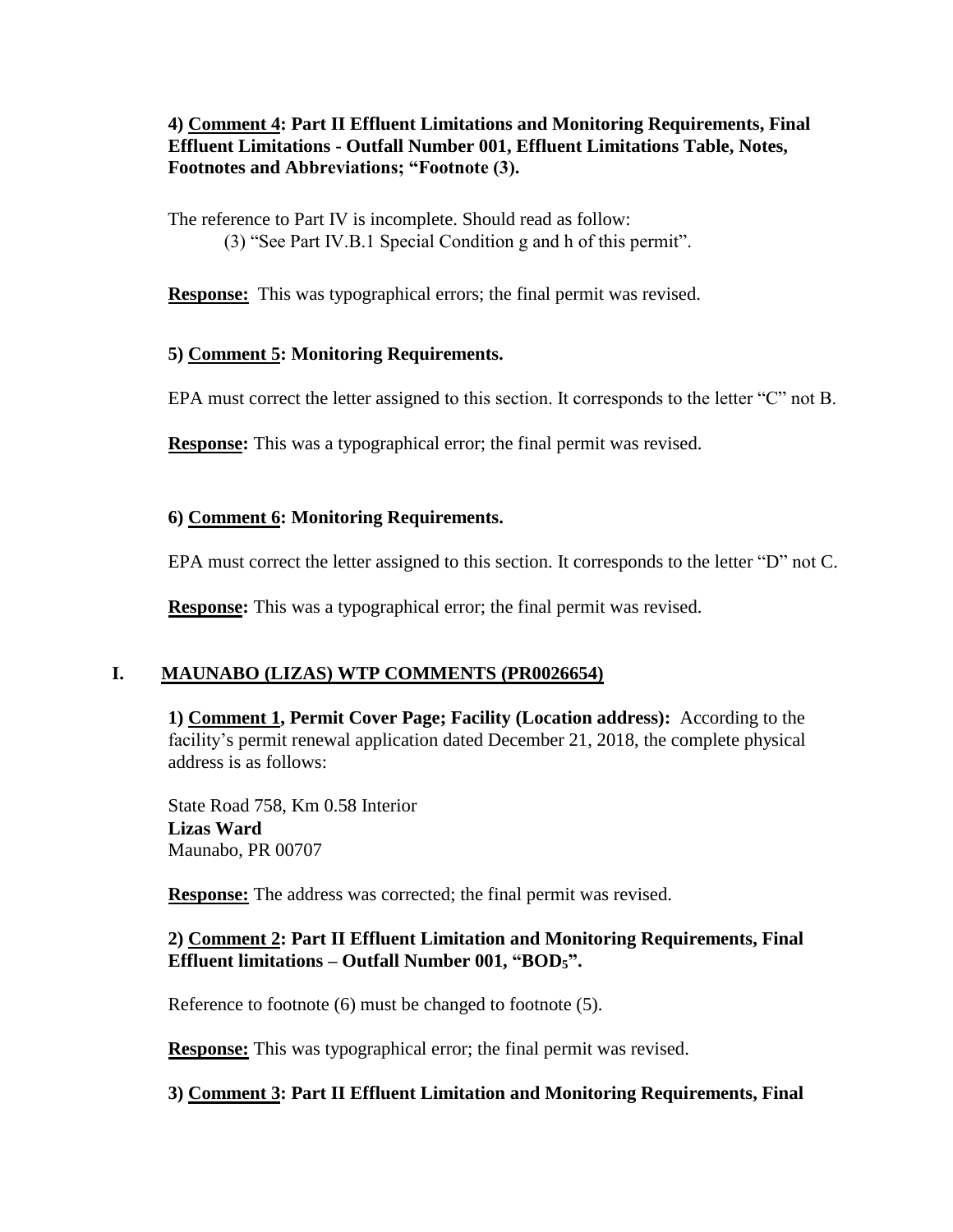**4) <u>Comment 4</u>: Part II Effluent Limitations and Monitoring Requirements, Final Effluent Limitations - Outfall Number 001, Effluent Limitations Table, Notes, Footnotes and Abbreviations; "Footnote (3).**

The reference to Part IV is incomplete. Should read as follow:

(3) "See Part IV.B.1 Special Condition g and h of this permit".

**<u>Response:</u>** This was typographical errors; the final permit was revised.

**5) <u>Comment 5</u>: Monitoring Requirements.**

EPA must correct the letter assigned to this section. It corresponds to the letter "C" not B.

**<u>Response:</u>** This was a typographical error; the final permit was revised.

**6) <u>Comment 6</u>: Monitoring Requirements.**

EPA must correct the letter assigned to this section. It corresponds to the letter "D" not C.

**<u>Response:</u>** This was a typographical error; the final permit was revised.

## I. <u>MAUNABO (LIZAS) WTP COMMENTS (PR0026654)</u>

**1) <u>Comment 1</u>, Permit Cover Page; Facility (Location address):** According to the facility's permit renewal application dated December 21, 2018, the complete physical address is as follows:

State Road 758, Km 0.58 Interior
**Lizas Ward**
Maunabo, PR 00707

**<u>Response:</u>** The address was corrected; the final permit was revised.

**2) <u>Comment 2</u>: Part II Effluent Limitation and Monitoring Requirements, Final Effluent limitations – Outfall Number 001, "$BOD_5$".**

Reference to footnote (6) must be changed to footnote (5).

**<u>Response:</u>** This was typographical error; the final permit was revised.

**3) <u>Comment 3</u>: Part II Effluent Limitation and Monitoring Requirements, Final**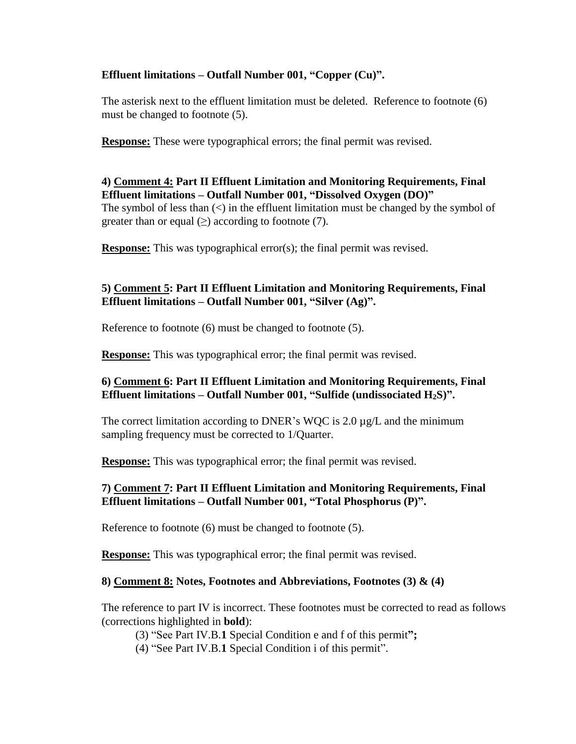**Effluent limitations – Outfall Number 001, "Copper (Cu)".**

The asterisk next to the effluent limitation must be deleted. Reference to footnote (6) must be changed to footnote (5).

**Response:** These were typographical errors; the final permit was revised.

**4) Comment 4: Part II Effluent Limitation and Monitoring Requirements, Final Effluent limitations – Outfall Number 001, "Dissolved Oxygen (DO)"**

The symbol of less than (<) in the effluent limitation must be changed by the symbol of greater than or equal (≥) according to footnote (7).

**Response:** This was typographical error(s); the final permit was revised.

**5) Comment 5: Part II Effluent Limitation and Monitoring Requirements, Final Effluent limitations – Outfall Number 001, "Silver (Ag)".**

Reference to footnote (6) must be changed to footnote (5).

**Response:** This was typographical error; the final permit was revised.

**6) Comment 6: Part II Effluent Limitation and Monitoring Requirements, Final Effluent limitations – Outfall Number 001, "Sulfide (undissociated $H_2S$)".**

The correct limitation according to DNER's WQC is 2.0 µg/L and the minimum sampling frequency must be corrected to 1/Quarter.

**Response:** This was typographical error; the final permit was revised.

**7) Comment 7: Part II Effluent Limitation and Monitoring Requirements, Final Effluent limitations – Outfall Number 001, "Total Phosphorus (P)".**

Reference to footnote (6) must be changed to footnote (5).

**Response:** This was typographical error; the final permit was revised.

**8) Comment 8: Notes, Footnotes and Abbreviations, Footnotes (3) & (4)**

The reference to part IV is incorrect. These footnotes must be corrected to read as follows (corrections highlighted in **bold**):

(3) "See Part IV.B.**1** Special Condition e and f of this permit**";**

(4) "See Part IV.B.**1** Special Condition i of this permit".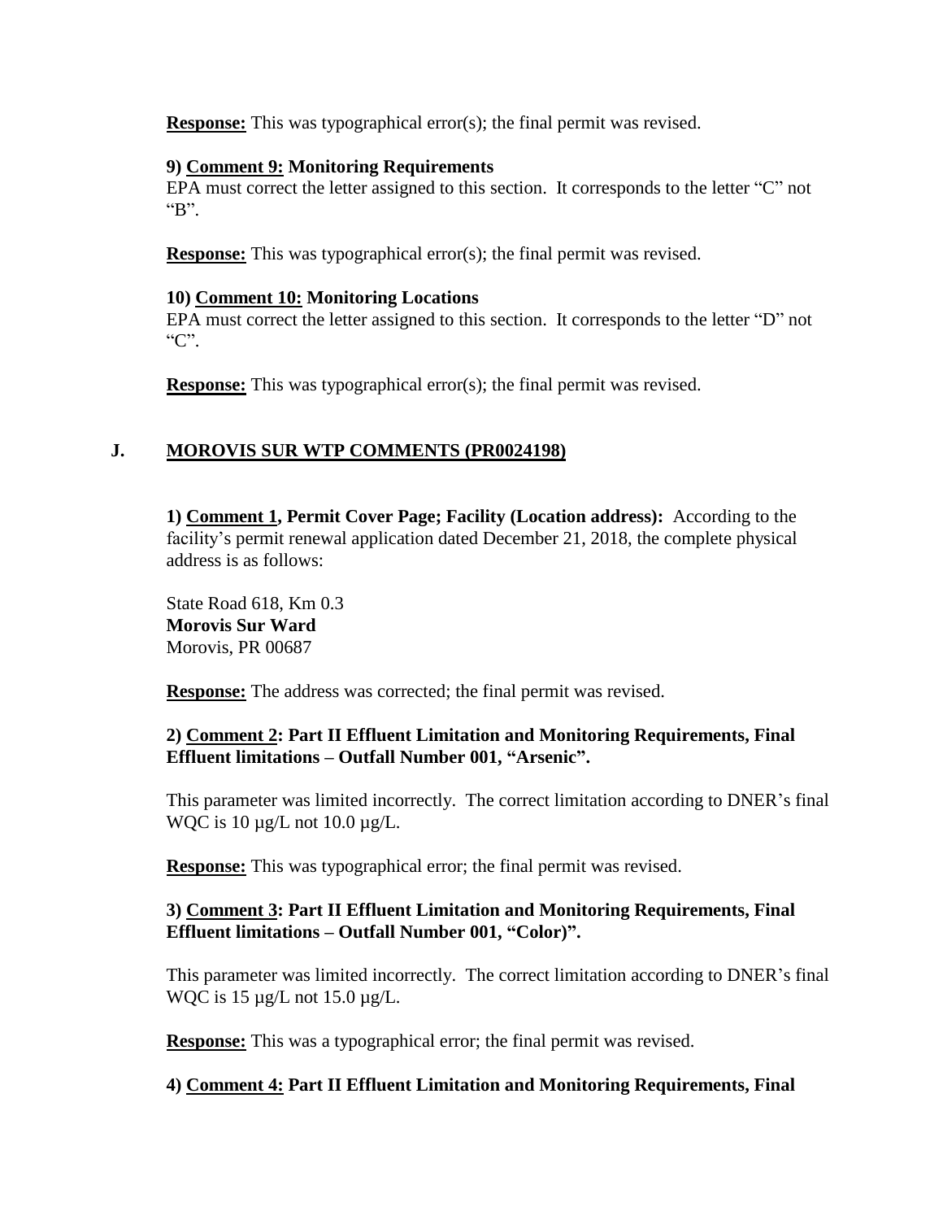**Response:** This was typographical error(s); the final permit was revised.

**9) Comment 9: Monitoring Requirements**
EPA must correct the letter assigned to this section. It corresponds to the letter “C” not “B”.

**Response:** This was typographical error(s); the final permit was revised.

**10) Comment 10: Monitoring Locations**
EPA must correct the letter assigned to this section. It corresponds to the letter “D” not “C”.

**Response:** This was typographical error(s); the final permit was revised.

## J. MOROVIS SUR WTP COMMENTS (PR0024198)

**1) Comment 1, Permit Cover Page; Facility (Location address):** According to the facility’s permit renewal application dated December 21, 2018, the complete physical address is as follows:

State Road 618, Km 0.3
**Morovis Sur Ward**
Morovis, PR 00687

**Response:** The address was corrected; the final permit was revised.

**2) Comment 2: Part II Effluent Limitation and Monitoring Requirements, Final Effluent limitations – Outfall Number 001, “Arsenic”.**

This parameter was limited incorrectly. The correct limitation according to DNER’s final WQC is 10 µg/L not 10.0 µg/L.

**Response:** This was typographical error; the final permit was revised.

**3) Comment 3: Part II Effluent Limitation and Monitoring Requirements, Final Effluent limitations – Outfall Number 001, “Color)”.**

This parameter was limited incorrectly. The correct limitation according to DNER’s final WQC is 15 µg/L not 15.0 µg/L.

**Response:** This was a typographical error; the final permit was revised.

**4) Comment 4: Part II Effluent Limitation and Monitoring Requirements, Final**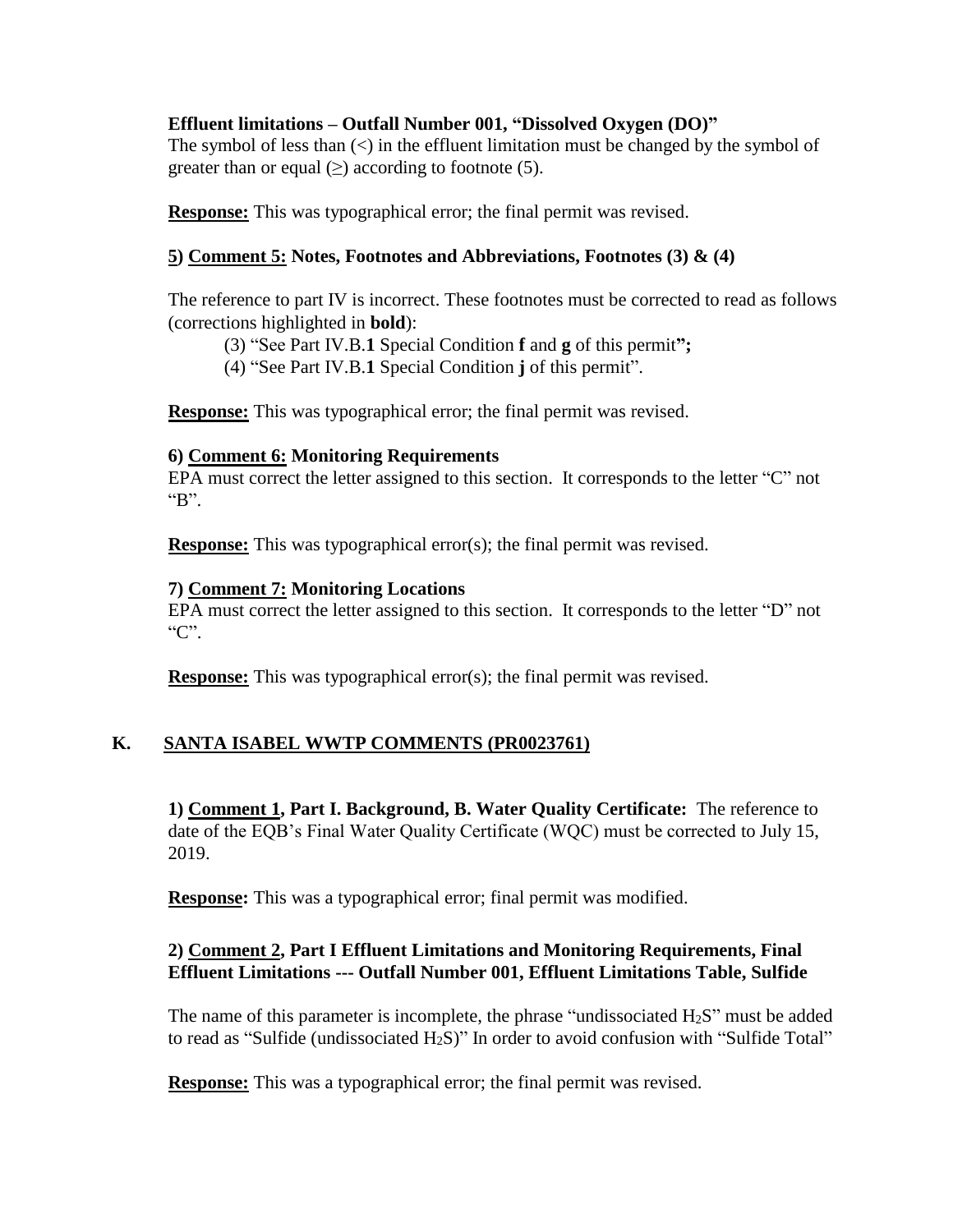**Effluent limitations – Outfall Number 001, "Dissolved Oxygen (DO)"**
The symbol of less than (<) in the effluent limitation must be changed by the symbol of greater than or equal (≥) according to footnote (5).

**Response:** This was typographical error; the final permit was revised.

**5) Comment 5: Notes, Footnotes and Abbreviations, Footnotes (3) & (4)**

The reference to part IV is incorrect. These footnotes must be corrected to read as follows (corrections highlighted in **bold**):

(3) "See Part IV.B.**1** Special Condition **f** and **g** of this permit**";**
(4) "See Part IV.B.**1** Special Condition **j** of this permit".

**Response:** This was typographical error; the final permit was revised.

**6) Comment 6: Monitoring Requirements**
EPA must correct the letter assigned to this section. It corresponds to the letter "C" not "B".

**Response:** This was typographical error(s); the final permit was revised.

**7) Comment 7: Monitoring Locations**
EPA must correct the letter assigned to this section. It corresponds to the letter "D" not "C".

**Response:** This was typographical error(s); the final permit was revised.

## K. SANTA ISABEL WWTP COMMENTS (PR0023761)

**1) Comment 1, Part I. Background, B. Water Quality Certificate:** The reference to date of the EQB's Final Water Quality Certificate (WQC) must be corrected to July 15, 2019.

**Response:** This was a typographical error; final permit was modified.

**2) Comment 2, Part I Effluent Limitations and Monitoring Requirements, Final Effluent Limitations --- Outfall Number 001, Effluent Limitations Table, Sulfide**

The name of this parameter is incomplete, the phrase "undissociated $H_2S$" must be added to read as "Sulfide (undissociated $H_2S$)" In order to avoid confusion with "Sulfide Total"

**Response:** This was a typographical error; the final permit was revised.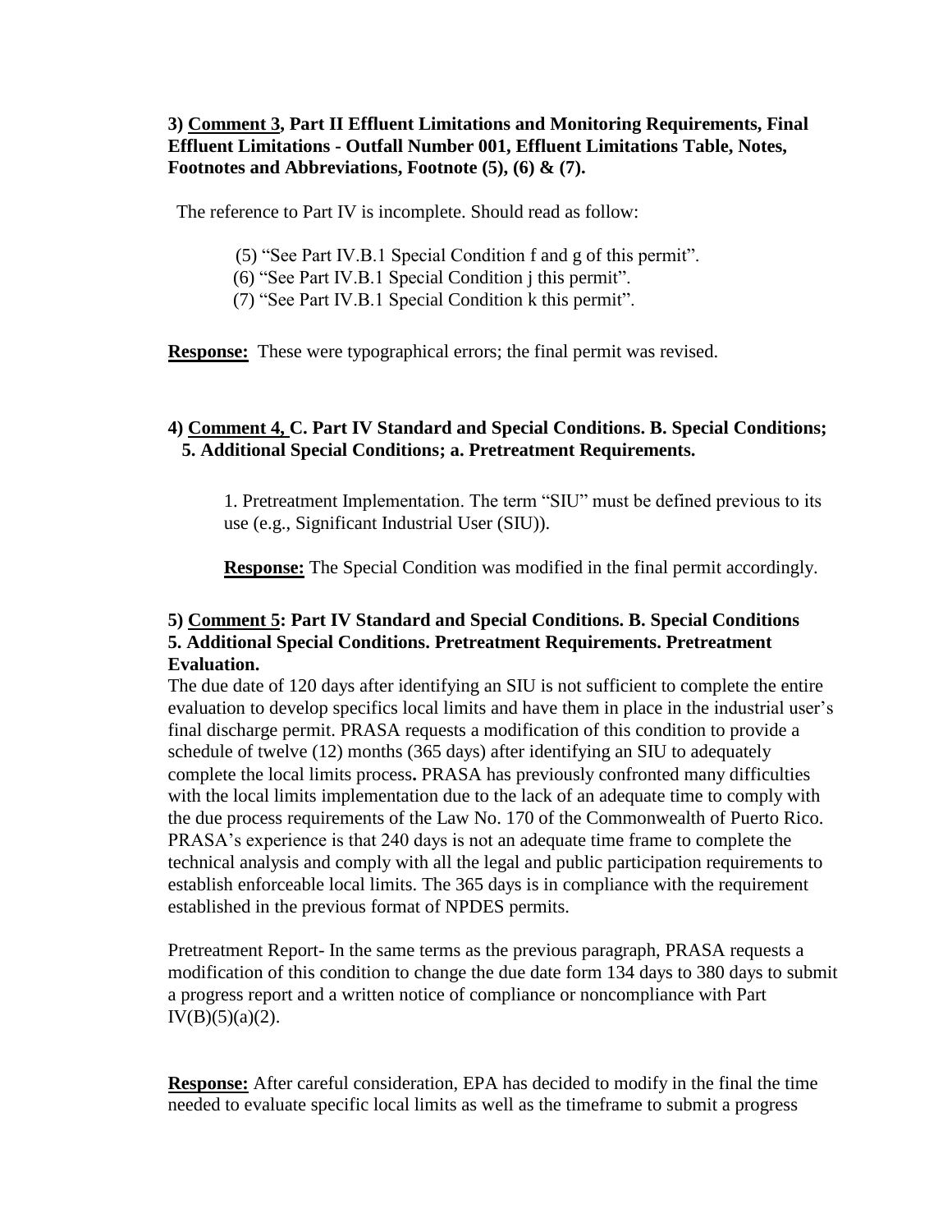**3) <u>Comment 3</u>, Part II Effluent Limitations and Monitoring Requirements, Final Effluent Limitations - Outfall Number 001, Effluent Limitations Table, Notes, Footnotes and Abbreviations, Footnote (5), (6) & (7).**

The reference to Part IV is incomplete. Should read as follow:

(5) "See Part IV.B.1 Special Condition f and g of this permit".
(6) "See Part IV.B.1 Special Condition j this permit".
(7) "See Part IV.B.1 Special Condition k this permit".

**<u>Response:</u>** These were typographical errors; the final permit was revised.

**4) <u>Comment 4,</u> C. Part IV Standard and Special Conditions. B. Special Conditions; 5. Additional Special Conditions; a. Pretreatment Requirements.**

1. Pretreatment Implementation. The term "SIU" must be defined previous to its use (e.g., Significant Industrial User (SIU)).

**<u>Response:</u>** The Special Condition was modified in the final permit accordingly.

**5) <u>Comment 5</u>: Part IV Standard and Special Conditions. B. Special Conditions 5. Additional Special Conditions. Pretreatment Requirements. Pretreatment Evaluation.**

The due date of 120 days after identifying an SIU is not sufficient to complete the entire evaluation to develop specifics local limits and have them in place in the industrial user's final discharge permit. PRASA requests a modification of this condition to provide a schedule of twelve (12) months (365 days) after identifying an SIU to adequately complete the local limits process**.** PRASA has previously confronted many difficulties with the local limits implementation due to the lack of an adequate time to comply with the due process requirements of the Law No. 170 of the Commonwealth of Puerto Rico. PRASA's experience is that 240 days is not an adequate time frame to complete the technical analysis and comply with all the legal and public participation requirements to establish enforceable local limits. The 365 days is in compliance with the requirement established in the previous format of NPDES permits.

Pretreatment Report- In the same terms as the previous paragraph, PRASA requests a modification of this condition to change the due date form 134 days to 380 days to submit a progress report and a written notice of compliance or noncompliance with Part IV(B)(5)(a)(2).

**<u>Response:</u>** After careful consideration, EPA has decided to modify in the final the time needed to evaluate specific local limits as well as the timeframe to submit a progress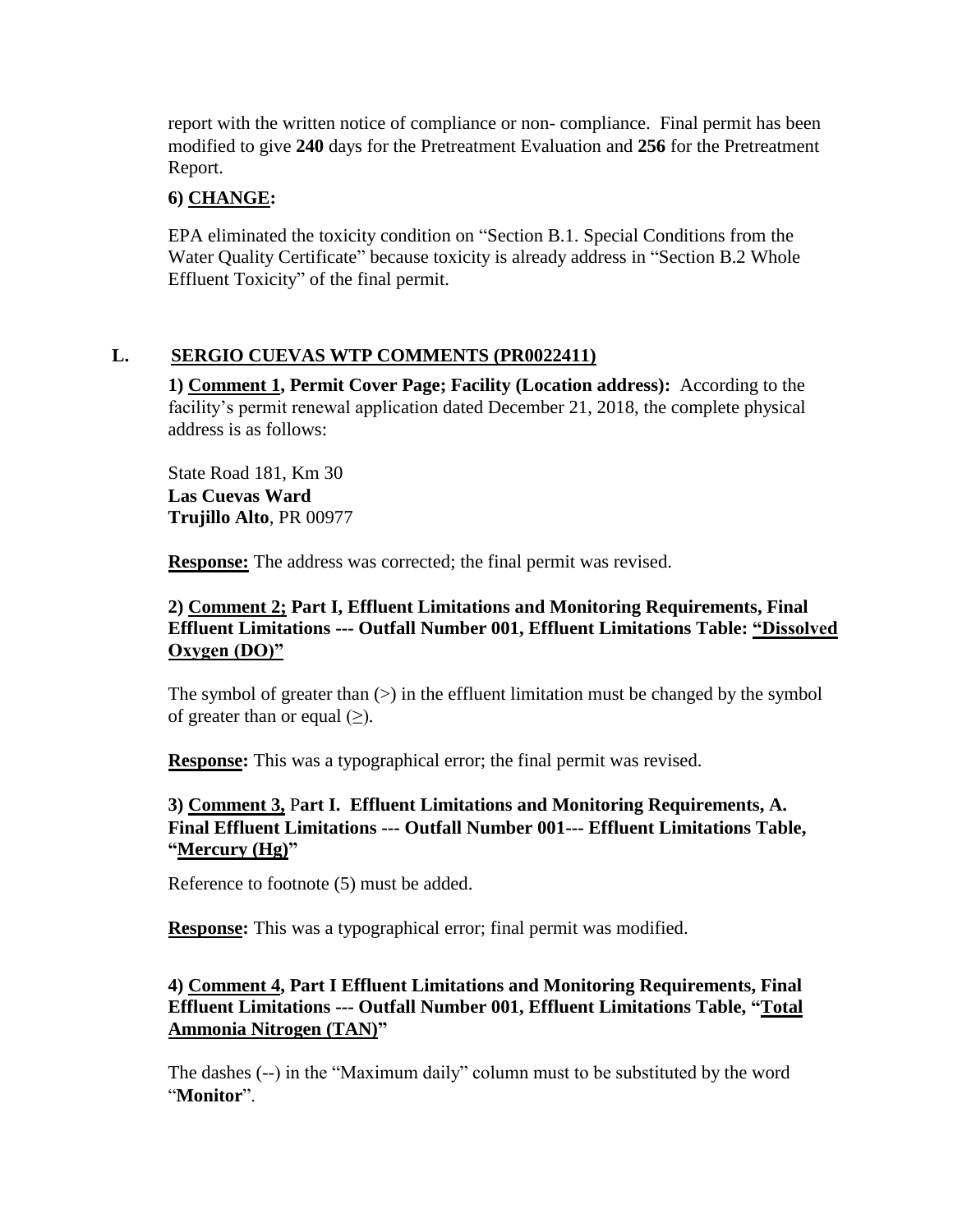report with the written notice of compliance or non- compliance. Final permit has been modified to give **240** days for the Pretreatment Evaluation and **256** for the Pretreatment Report.

**6) <u>CHANGE</u>:**

EPA eliminated the toxicity condition on "Section B.1. Special Conditions from the Water Quality Certificate" because toxicity is already address in "Section B.2 Whole Effluent Toxicity" of the final permit.

## L. <u>SERGIO CUEVAS WTP COMMENTS (PR0022411)</u>

**1) <u>Comment 1</u>, Permit Cover Page; Facility (Location address):** According to the facility's permit renewal application dated December 21, 2018, the complete physical address is as follows:

State Road 181, Km 30
**Las Cuevas Ward**
**Trujillo Alto**, PR 00977

**<u>Response:</u>** The address was corrected; the final permit was revised.

**2) <u>Comment 2;</u> Part I, Effluent Limitations and Monitoring Requirements, Final Effluent Limitations --- Outfall Number 001, Effluent Limitations Table: <u>"Dissolved Oxygen (DO)"</u>**

The symbol of greater than (>) in the effluent limitation must be changed by the symbol of greater than or equal (≥).

**<u>Response:</u>** This was a typographical error; the final permit was revised.

**3) <u>Comment 3,</u> Part I. Effluent Limitations and Monitoring Requirements, A. Final Effluent Limitations --- Outfall Number 001--- Effluent Limitations Table, "<u>Mercury (Hg)</u>"**

Reference to footnote (5) must be added.

**<u>Response:</u>** This was a typographical error; final permit was modified.

**4) <u>Comment 4</u>, Part I Effluent Limitations and Monitoring Requirements, Final Effluent Limitations --- Outfall Number 001, Effluent Limitations Table, "<u>Total Ammonia Nitrogen (TAN)</u>"**

The dashes (--) in the "Maximum daily" column must to be substituted by the word "**Monitor**".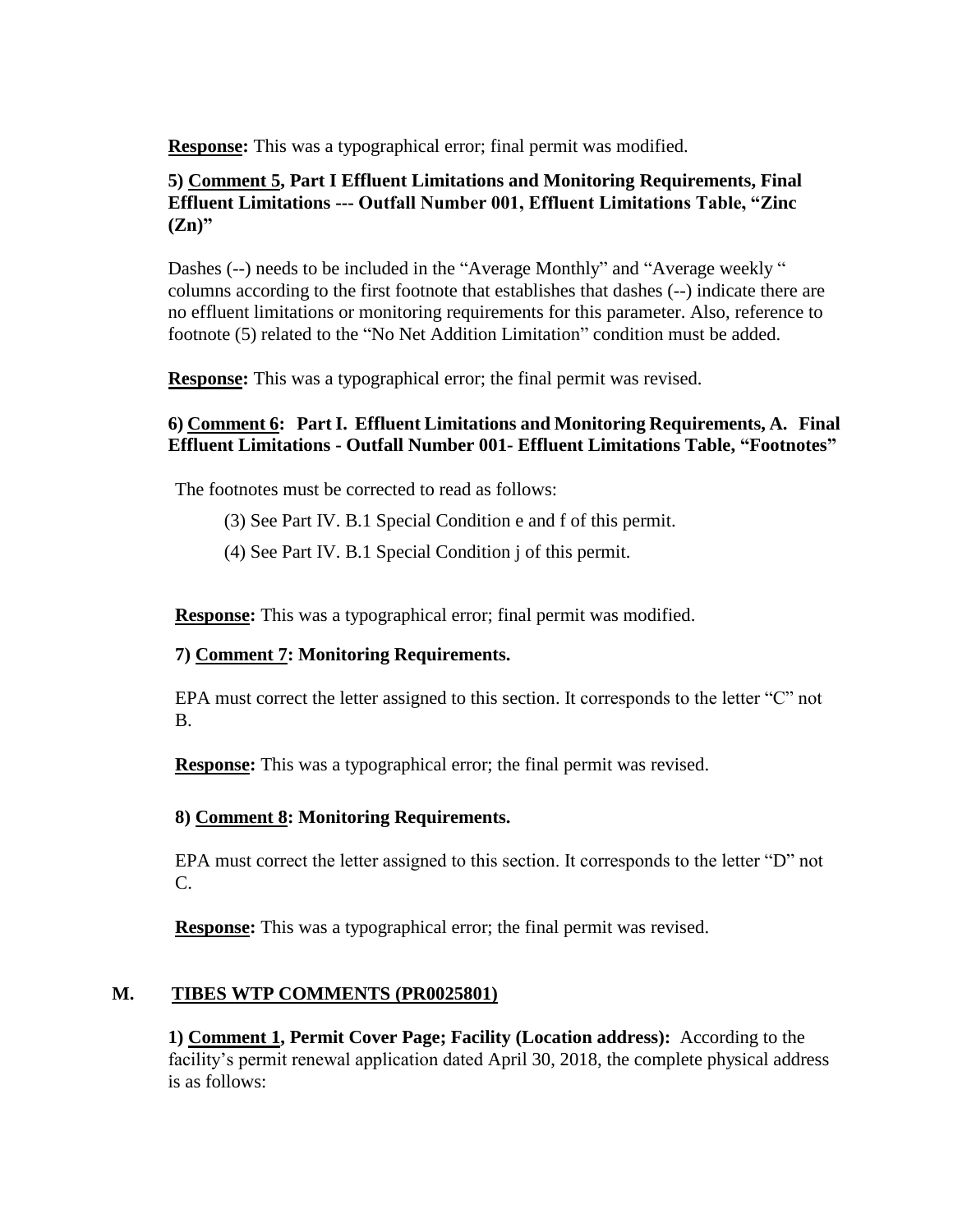**Response:** This was a typographical error; final permit was modified.

**5) Comment 5, Part I Effluent Limitations and Monitoring Requirements, Final Effluent Limitations --- Outfall Number 001, Effluent Limitations Table, "Zinc (Zn)"**

Dashes (--) needs to be included in the "Average Monthly" and "Average weekly " columns according to the first footnote that establishes that dashes (--) indicate there are no effluent limitations or monitoring requirements for this parameter. Also, reference to footnote (5) related to the "No Net Addition Limitation" condition must be added.

**Response:** This was a typographical error; the final permit was revised.

**6) Comment 6: Part I. Effluent Limitations and Monitoring Requirements, A. Final Effluent Limitations - Outfall Number 001- Effluent Limitations Table, "Footnotes"**

The footnotes must be corrected to read as follows:

(3) See Part IV. B.1 Special Condition e and f of this permit.

(4) See Part IV. B.1 Special Condition j of this permit.

**Response:** This was a typographical error; final permit was modified.

**7) Comment 7: Monitoring Requirements.**

EPA must correct the letter assigned to this section. It corresponds to the letter "C" not B.

**Response:** This was a typographical error; the final permit was revised.

**8) Comment 8: Monitoring Requirements.**

EPA must correct the letter assigned to this section. It corresponds to the letter "D" not C.

**Response:** This was a typographical error; the final permit was revised.

## M. TIBES WTP COMMENTS (PR0025801)

**1) Comment 1, Permit Cover Page; Facility (Location address):** According to the facility's permit renewal application dated April 30, 2018, the complete physical address is as follows: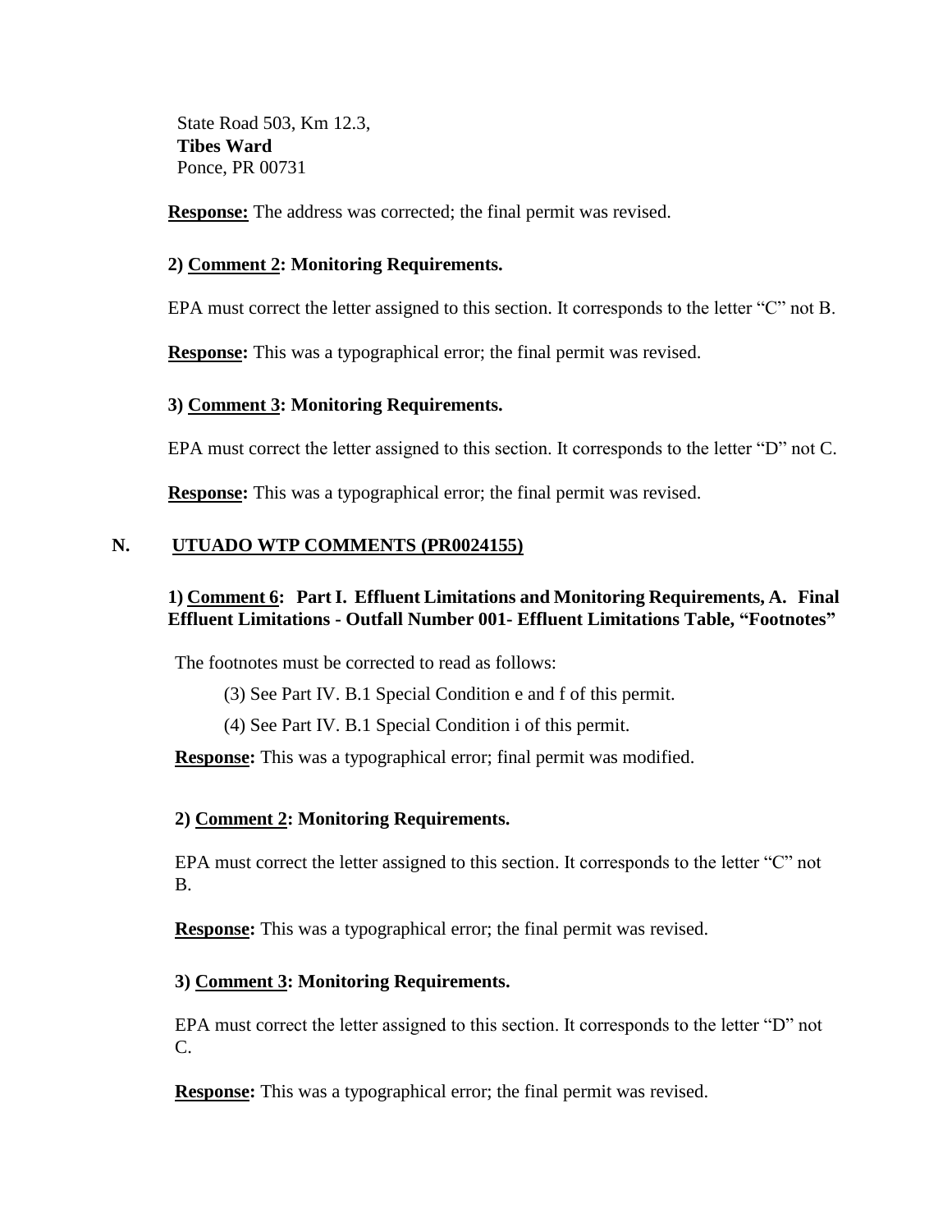State Road 503, Km 12.3,
**Tibes Ward**
Ponce, PR 00731

**Response:** The address was corrected; the final permit was revised.

**2) Comment 2: Monitoring Requirements.**

EPA must correct the letter assigned to this section. It corresponds to the letter "C" not B.

**Response:** This was a typographical error; the final permit was revised.

**3) Comment 3: Monitoring Requirements.**

EPA must correct the letter assigned to this section. It corresponds to the letter "D" not C.

**Response:** This was a typographical error; the final permit was revised.

## N. UTUADO WTP COMMENTS (PR0024155)

**1) Comment 6: Part I. Effluent Limitations and Monitoring Requirements, A. Final Effluent Limitations - Outfall Number 001- Effluent Limitations Table, "Footnotes"**

The footnotes must be corrected to read as follows:

(3) See Part IV. B.1 Special Condition e and f of this permit.

(4) See Part IV. B.1 Special Condition i of this permit.

**Response:** This was a typographical error; final permit was modified.

**2) Comment 2: Monitoring Requirements.**

EPA must correct the letter assigned to this section. It corresponds to the letter "C" not B.

**Response:** This was a typographical error; the final permit was revised.

**3) Comment 3: Monitoring Requirements.**

EPA must correct the letter assigned to this section. It corresponds to the letter "D" not C.

**Response:** This was a typographical error; the final permit was revised.